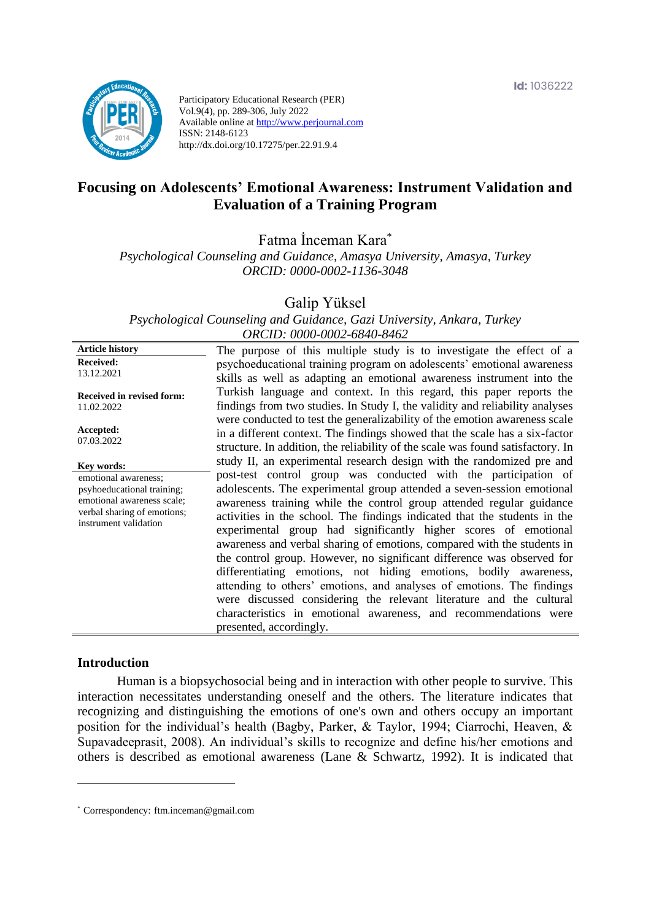Id: 1036222

Participatory Educational Research (PER)
Vol.9(4), pp. 289-306, July 2022
Available online at http://www.perjournal.com
ISSN: 2148-6123
http://dx.doi.org/10.17275/per.22.91.9.4

# Focusing on Adolescents' Emotional Awareness: Instrument Validation and Evaluation of a Training Program

Fatma İnceman Kara*
*Psychological Counseling and Guidance, Amasya University, Amasya, Turkey*
*ORCID: 0000-0002-1136-3048*

Galip Yüksel
*Psychological Counseling and Guidance, Gazi University, Ankara, Turkey*
*ORCID: 0000-0002-6840-8462*

**Article history**
**Received:** 13.12.2021
**Received in revised form:** 11.02.2022
**Accepted:** 07.03.2022

**Key words:**
emotional awareness; psyhoeducational training; emotional awareness scale; verbal sharing of emotions; instrument validation

The purpose of this multiple study is to investigate the effect of a psychoeducational training program on adolescents' emotional awareness skills as well as adapting an emotional awareness instrument into the Turkish language and context. In this regard, this paper reports the findings from two studies. In Study I, the validity and reliability analyses were conducted to test the generalizability of the emotion awareness scale in a different context. The findings showed that the scale has a six-factor structure. In addition, the reliability of the scale was found satisfactory. In study II, an experimental research design with the randomized pre and post-test control group was conducted with the participation of adolescents. The experimental group attended a seven-session emotional awareness training while the control group attended regular guidance activities in the school. The findings indicated that the students in the experimental group had significantly higher scores of emotional awareness and verbal sharing of emotions, compared with the students in the control group. However, no significant difference was observed for differentiating emotions, not hiding emotions, bodily awareness, attending to others' emotions, and analyses of emotions. The findings were discussed considering the relevant literature and the cultural characteristics in emotional awareness, and recommendations were presented, accordingly.

## Introduction

Human is a biopsychosocial being and in interaction with other people to survive. This interaction necessitates understanding oneself and the others. The literature indicates that recognizing and distinguishing the emotions of one's own and others occupy an important position for the individual's health (Bagby, Parker, & Taylor, 1994; Ciarrochi, Heaven, & Supavadeeprasit, 2008). An individual's skills to recognize and define his/her emotions and others is described as emotional awareness (Lane & Schwartz, 1992). It is indicated that

* Correspondency: ftm.inceman@gmail.com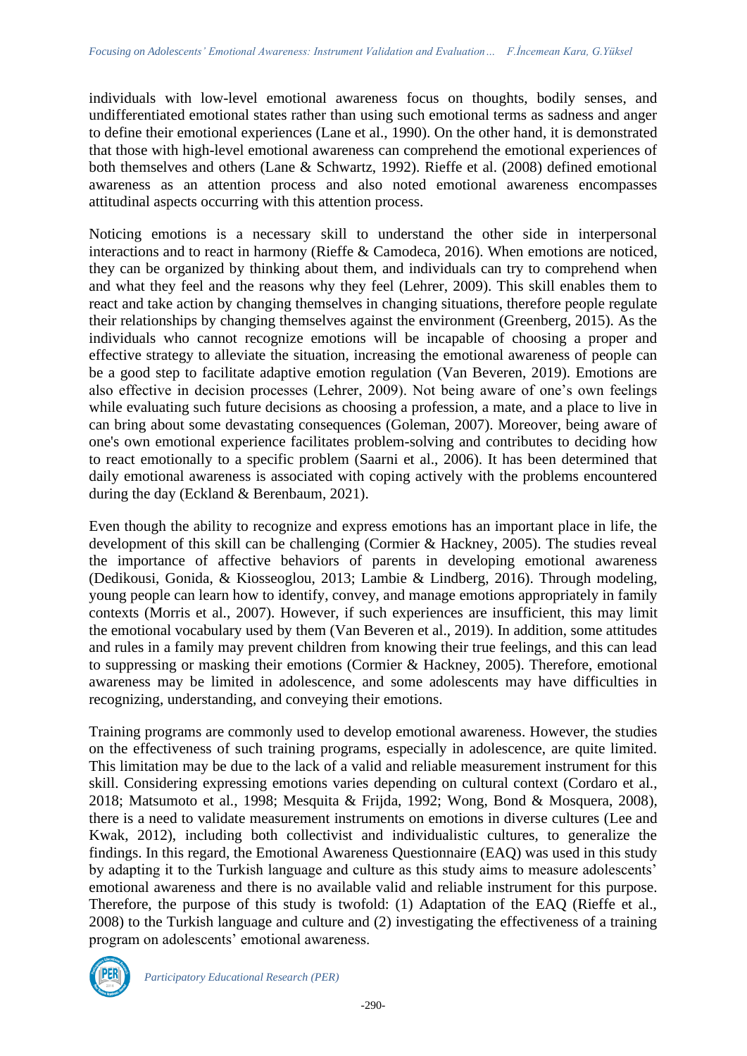individuals with low-level emotional awareness focus on thoughts, bodily senses, and undifferentiated emotional states rather than using such emotional terms as sadness and anger to define their emotional experiences (Lane et al., 1990). On the other hand, it is demonstrated that those with high-level emotional awareness can comprehend the emotional experiences of both themselves and others (Lane & Schwartz, 1992). Rieffe et al. (2008) defined emotional awareness as an attention process and also noted emotional awareness encompasses attitudinal aspects occurring with this attention process.

Noticing emotions is a necessary skill to understand the other side in interpersonal interactions and to react in harmony (Rieffe & Camodeca, 2016). When emotions are noticed, they can be organized by thinking about them, and individuals can try to comprehend when and what they feel and the reasons why they feel (Lehrer, 2009). This skill enables them to react and take action by changing themselves in changing situations, therefore people regulate their relationships by changing themselves against the environment (Greenberg, 2015). As the individuals who cannot recognize emotions will be incapable of choosing a proper and effective strategy to alleviate the situation, increasing the emotional awareness of people can be a good step to facilitate adaptive emotion regulation (Van Beveren, 2019). Emotions are also effective in decision processes (Lehrer, 2009). Not being aware of one's own feelings while evaluating such future decisions as choosing a profession, a mate, and a place to live in can bring about some devastating consequences (Goleman, 2007). Moreover, being aware of one's own emotional experience facilitates problem-solving and contributes to deciding how to react emotionally to a specific problem (Saarni et al., 2006). It has been determined that daily emotional awareness is associated with coping actively with the problems encountered during the day (Eckland & Berenbaum, 2021).

Even though the ability to recognize and express emotions has an important place in life, the development of this skill can be challenging (Cormier & Hackney, 2005). The studies reveal the importance of affective behaviors of parents in developing emotional awareness (Dedikousi, Gonida, & Kiosseoglou, 2013; Lambie & Lindberg, 2016). Through modeling, young people can learn how to identify, convey, and manage emotions appropriately in family contexts (Morris et al., 2007). However, if such experiences are insufficient, this may limit the emotional vocabulary used by them (Van Beveren et al., 2019). In addition, some attitudes and rules in a family may prevent children from knowing their true feelings, and this can lead to suppressing or masking their emotions (Cormier & Hackney, 2005). Therefore, emotional awareness may be limited in adolescence, and some adolescents may have difficulties in recognizing, understanding, and conveying their emotions.

Training programs are commonly used to develop emotional awareness. However, the studies on the effectiveness of such training programs, especially in adolescence, are quite limited. This limitation may be due to the lack of a valid and reliable measurement instrument for this skill. Considering expressing emotions varies depending on cultural context (Cordaro et al., 2018; Matsumoto et al., 1998; Mesquita & Frijda, 1992; Wong, Bond & Mosquera, 2008), there is a need to validate measurement instruments on emotions in diverse cultures (Lee and Kwak, 2012), including both collectivist and individualistic cultures, to generalize the findings. In this regard, the Emotional Awareness Questionnaire (EAQ) was used in this study by adapting it to the Turkish language and culture as this study aims to measure adolescents' emotional awareness and there is no available valid and reliable instrument for this purpose. Therefore, the purpose of this study is twofold: (1) Adaptation of the EAQ (Rieffe et al., 2008) to the Turkish language and culture and (2) investigating the effectiveness of a training program on adolescents' emotional awareness.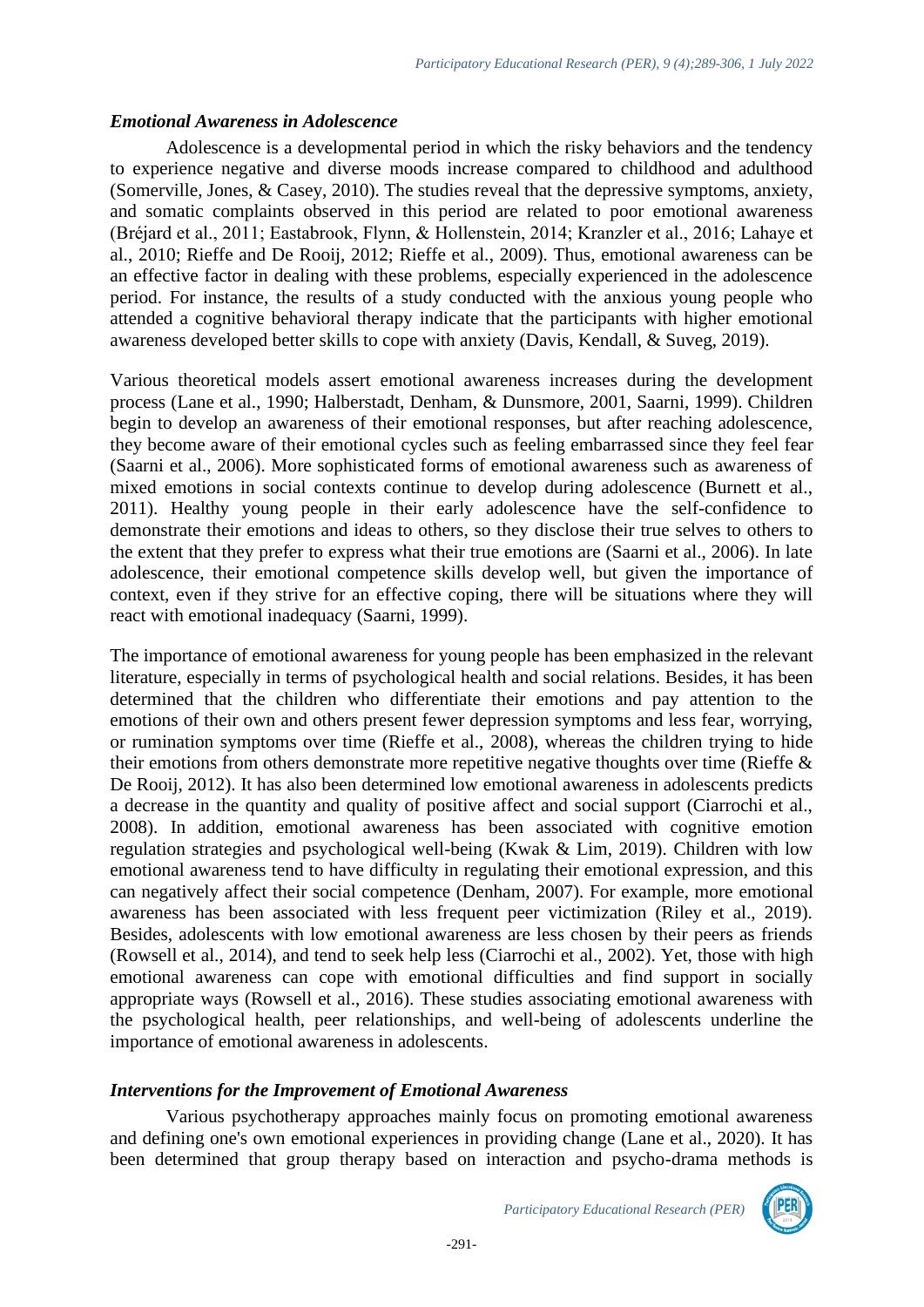### *Emotional Awareness in Adolescence*

Adolescence is a developmental period in which the risky behaviors and the tendency to experience negative and diverse moods increase compared to childhood and adulthood (Somerville, Jones, & Casey, 2010). The studies reveal that the depressive symptoms, anxiety, and somatic complaints observed in this period are related to poor emotional awareness (Bréjard et al., 2011; Eastabrook, Flynn, & Hollenstein, 2014; Kranzler et al., 2016; Lahaye et al., 2010; Rieffe and De Rooij, 2012; Rieffe et al., 2009). Thus, emotional awareness can be an effective factor in dealing with these problems, especially experienced in the adolescence period. For instance, the results of a study conducted with the anxious young people who attended a cognitive behavioral therapy indicate that the participants with higher emotional awareness developed better skills to cope with anxiety (Davis, Kendall, & Suveg, 2019).

Various theoretical models assert emotional awareness increases during the development process (Lane et al., 1990; Halberstadt, Denham, & Dunsmore, 2001, Saarni, 1999). Children begin to develop an awareness of their emotional responses, but after reaching adolescence, they become aware of their emotional cycles such as feeling embarrassed since they feel fear (Saarni et al., 2006). More sophisticated forms of emotional awareness such as awareness of mixed emotions in social contexts continue to develop during adolescence (Burnett et al., 2011). Healthy young people in their early adolescence have the self-confidence to demonstrate their emotions and ideas to others, so they disclose their true selves to others to the extent that they prefer to express what their true emotions are (Saarni et al., 2006). In late adolescence, their emotional competence skills develop well, but given the importance of context, even if they strive for an effective coping, there will be situations where they will react with emotional inadequacy (Saarni, 1999).

The importance of emotional awareness for young people has been emphasized in the relevant literature, especially in terms of psychological health and social relations. Besides, it has been determined that the children who differentiate their emotions and pay attention to the emotions of their own and others present fewer depression symptoms and less fear, worrying, or rumination symptoms over time (Rieffe et al., 2008), whereas the children trying to hide their emotions from others demonstrate more repetitive negative thoughts over time (Rieffe & De Rooij, 2012). It has also been determined low emotional awareness in adolescents predicts a decrease in the quantity and quality of positive affect and social support (Ciarrochi et al., 2008). In addition, emotional awareness has been associated with cognitive emotion regulation strategies and psychological well-being (Kwak & Lim, 2019). Children with low emotional awareness tend to have difficulty in regulating their emotional expression, and this can negatively affect their social competence (Denham, 2007). For example, more emotional awareness has been associated with less frequent peer victimization (Riley et al., 2019). Besides, adolescents with low emotional awareness are less chosen by their peers as friends (Rowsell et al., 2014), and tend to seek help less (Ciarrochi et al., 2002). Yet, those with high emotional awareness can cope with emotional difficulties and find support in socially appropriate ways (Rowsell et al., 2016). These studies associating emotional awareness with the psychological health, peer relationships, and well-being of adolescents underline the importance of emotional awareness in adolescents.

### *Interventions for the Improvement of Emotional Awareness*

Various psychotherapy approaches mainly focus on promoting emotional awareness and defining one's own emotional experiences in providing change (Lane et al., 2020). It has been determined that group therapy based on interaction and psycho-drama methods is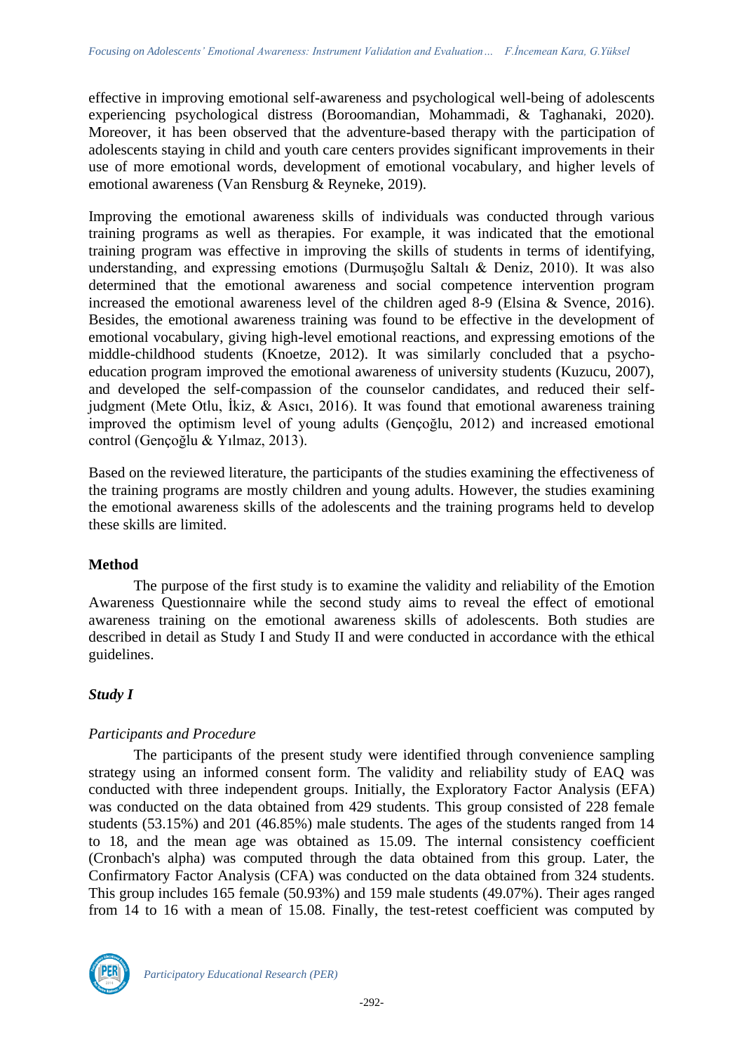effective in improving emotional self-awareness and psychological well-being of adolescents experiencing psychological distress (Boroomandian, Mohammadi, & Taghanaki, 2020). Moreover, it has been observed that the adventure-based therapy with the participation of adolescents staying in child and youth care centers provides significant improvements in their use of more emotional words, development of emotional vocabulary, and higher levels of emotional awareness (Van Rensburg & Reyneke, 2019).

Improving the emotional awareness skills of individuals was conducted through various training programs as well as therapies. For example, it was indicated that the emotional training program was effective in improving the skills of students in terms of identifying, understanding, and expressing emotions (Durmuşoğlu Saltalı & Deniz, 2010). It was also determined that the emotional awareness and social competence intervention program increased the emotional awareness level of the children aged 8-9 (Elsina & Svence, 2016). Besides, the emotional awareness training was found to be effective in the development of emotional vocabulary, giving high-level emotional reactions, and expressing emotions of the middle-childhood students (Knoetze, 2012). It was similarly concluded that a psycho-education program improved the emotional awareness of university students (Kuzucu, 2007), and developed the self-compassion of the counselor candidates, and reduced their self-judgment (Mete Otlu, İkiz, & Asıcı, 2016). It was found that emotional awareness training improved the optimism level of young adults (Gençoğlu, 2012) and increased emotional control (Gençoğlu & Yılmaz, 2013).

Based on the reviewed literature, the participants of the studies examining the effectiveness of the training programs are mostly children and young adults. However, the studies examining the emotional awareness skills of the adolescents and the training programs held to develop these skills are limited.

## Method

The purpose of the first study is to examine the validity and reliability of the Emotion Awareness Questionnaire while the second study aims to reveal the effect of emotional awareness training on the emotional awareness skills of adolescents. Both studies are described in detail as Study I and Study II and were conducted in accordance with the ethical guidelines.

### *Study I*

#### *Participants and Procedure*

The participants of the present study were identified through convenience sampling strategy using an informed consent form. The validity and reliability study of EAQ was conducted with three independent groups. Initially, the Exploratory Factor Analysis (EFA) was conducted on the data obtained from 429 students. This group consisted of 228 female students (53.15%) and 201 (46.85%) male students. The ages of the students ranged from 14 to 18, and the mean age was obtained as 15.09. The internal consistency coefficient (Cronbach's alpha) was computed through the data obtained from this group. Later, the Confirmatory Factor Analysis (CFA) was conducted on the data obtained from 324 students. This group includes 165 female (50.93%) and 159 male students (49.07%). Their ages ranged from 14 to 16 with a mean of 15.08. Finally, the test-retest coefficient was computed by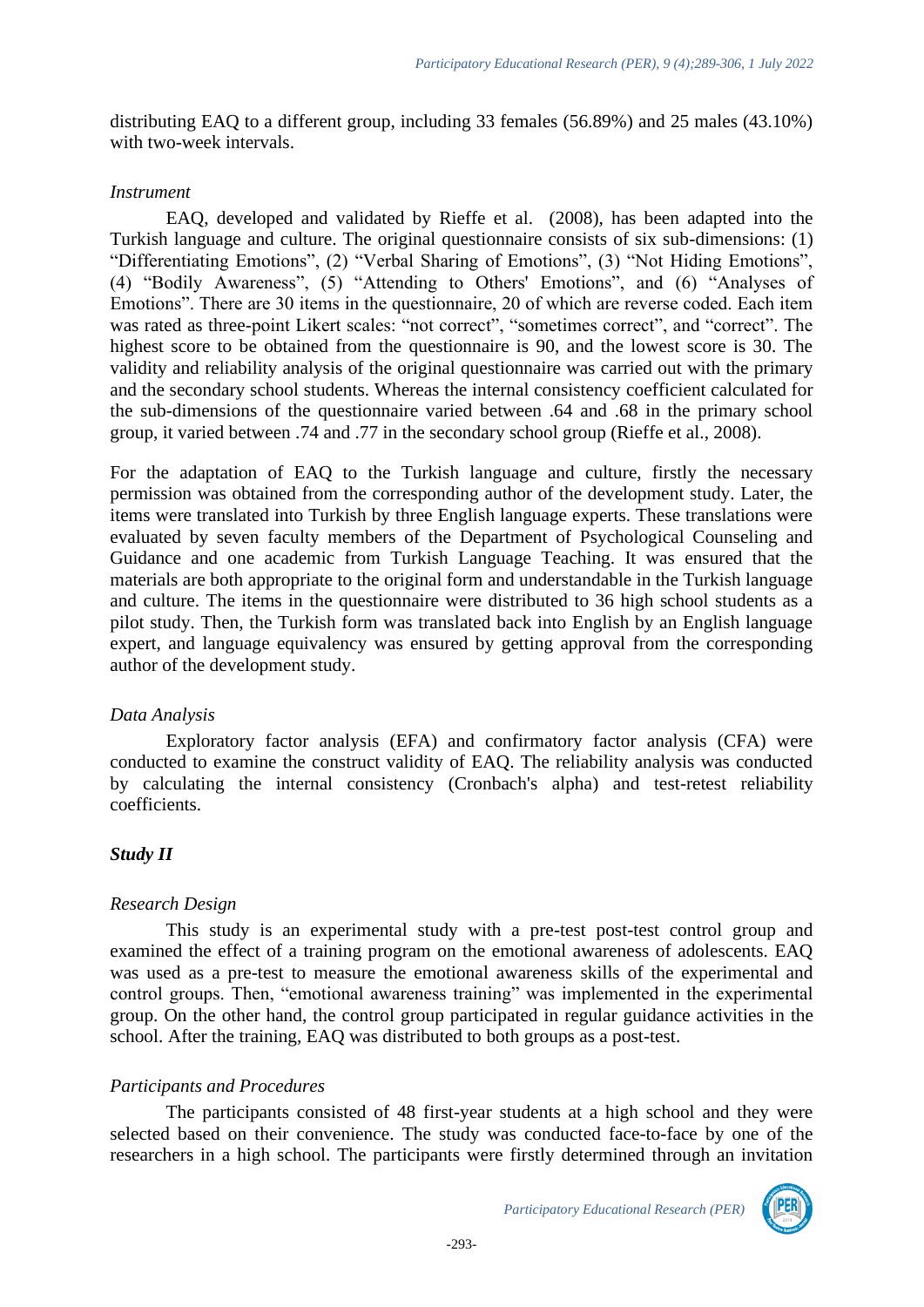distributing EAQ to a different group, including 33 females (56.89%) and 25 males (43.10%) with two-week intervals.

*Instrument*

EAQ, developed and validated by Rieffe et al. (2008), has been adapted into the Turkish language and culture. The original questionnaire consists of six sub-dimensions: (1) “Differentiating Emotions”, (2) “Verbal Sharing of Emotions”, (3) “Not Hiding Emotions”, (4) “Bodily Awareness”, (5) “Attending to Others' Emotions”, and (6) “Analyses of Emotions”. There are 30 items in the questionnaire, 20 of which are reverse coded. Each item was rated as three-point Likert scales: “not correct”, “sometimes correct”, and “correct”. The highest score to be obtained from the questionnaire is 90, and the lowest score is 30. The validity and reliability analysis of the original questionnaire was carried out with the primary and the secondary school students. Whereas the internal consistency coefficient calculated for the sub-dimensions of the questionnaire varied between .64 and .68 in the primary school group, it varied between .74 and .77 in the secondary school group (Rieffe et al., 2008).

For the adaptation of EAQ to the Turkish language and culture, firstly the necessary permission was obtained from the corresponding author of the development study. Later, the items were translated into Turkish by three English language experts. These translations were evaluated by seven faculty members of the Department of Psychological Counseling and Guidance and one academic from Turkish Language Teaching. It was ensured that the materials are both appropriate to the original form and understandable in the Turkish language and culture. The items in the questionnaire were distributed to 36 high school students as a pilot study. Then, the Turkish form was translated back into English by an English language expert, and language equivalency was ensured by getting approval from the corresponding author of the development study.

*Data Analysis*

Exploratory factor analysis (EFA) and confirmatory factor analysis (CFA) were conducted to examine the construct validity of EAQ. The reliability analysis was conducted by calculating the internal consistency (Cronbach's alpha) and test-retest reliability coefficients.

### *Study II*

*Research Design*

This study is an experimental study with a pre-test post-test control group and examined the effect of a training program on the emotional awareness of adolescents. EAQ was used as a pre-test to measure the emotional awareness skills of the experimental and control groups. Then, “emotional awareness training” was implemented in the experimental group. On the other hand, the control group participated in regular guidance activities in the school. After the training, EAQ was distributed to both groups as a post-test.

*Participants and Procedures*

The participants consisted of 48 first-year students at a high school and they were selected based on their convenience. The study was conducted face-to-face by one of the researchers in a high school. The participants were firstly determined through an invitation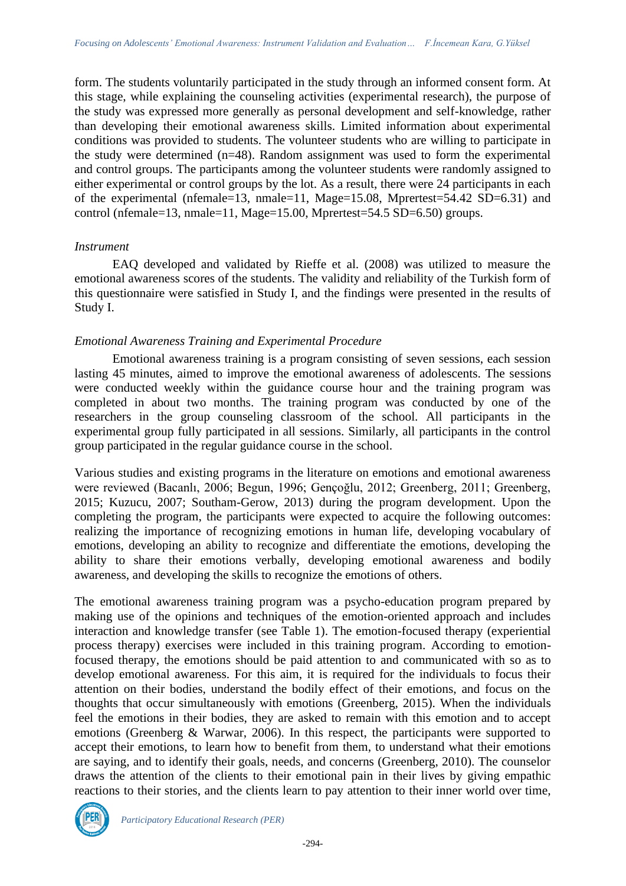form. The students voluntarily participated in the study through an informed consent form. At this stage, while explaining the counseling activities (experimental research), the purpose of the study was expressed more generally as personal development and self-knowledge, rather than developing their emotional awareness skills. Limited information about experimental conditions was provided to students. The volunteer students who are willing to participate in the study were determined (n=48). Random assignment was used to form the experimental and control groups. The participants among the volunteer students were randomly assigned to either experimental or control groups by the lot. As a result, there were 24 participants in each of the experimental ($n_{female}$=13, $n_{male}$=11, $M_{age}$=15.08, $M_{prertest}$=54.42 SD=6.31) and control ($n_{female}$=13, $n_{male}$=11, $M_{age}$=15.00, $M_{prertest}$=54.5 SD=6.50) groups.

*Instrument*

EAQ developed and validated by Rieffe et al. (2008) was utilized to measure the emotional awareness scores of the students. The validity and reliability of the Turkish form of this questionnaire were satisfied in Study I, and the findings were presented in the results of Study I.

*Emotional Awareness Training and Experimental Procedure*

Emotional awareness training is a program consisting of seven sessions, each session lasting 45 minutes, aimed to improve the emotional awareness of adolescents. The sessions were conducted weekly within the guidance course hour and the training program was completed in about two months. The training program was conducted by one of the researchers in the group counseling classroom of the school. All participants in the experimental group fully participated in all sessions. Similarly, all participants in the control group participated in the regular guidance course in the school.

Various studies and existing programs in the literature on emotions and emotional awareness were reviewed (Bacanlı, 2006; Begun, 1996; Gençoğlu, 2012; Greenberg, 2011; Greenberg, 2015; Kuzucu, 2007; Southam-Gerow, 2013) during the program development. Upon the completing the program, the participants were expected to acquire the following outcomes: realizing the importance of recognizing emotions in human life, developing vocabulary of emotions, developing an ability to recognize and differentiate the emotions, developing the ability to share their emotions verbally, developing emotional awareness and bodily awareness, and developing the skills to recognize the emotions of others.

The emotional awareness training program was a psycho-education program prepared by making use of the opinions and techniques of the emotion-oriented approach and includes interaction and knowledge transfer (see Table 1). The emotion-focused therapy (experiential process therapy) exercises were included in this training program. According to emotion-focused therapy, the emotions should be paid attention to and communicated with so as to develop emotional awareness. For this aim, it is required for the individuals to focus their attention on their bodies, understand the bodily effect of their emotions, and focus on the thoughts that occur simultaneously with emotions (Greenberg, 2015). When the individuals feel the emotions in their bodies, they are asked to remain with this emotion and to accept emotions (Greenberg & Warwar, 2006). In this respect, the participants were supported to accept their emotions, to learn how to benefit from them, to understand what their emotions are saying, and to identify their goals, needs, and concerns (Greenberg, 2010). The counselor draws the attention of the clients to their emotional pain in their lives by giving empathic reactions to their stories, and the clients learn to pay attention to their inner world over time,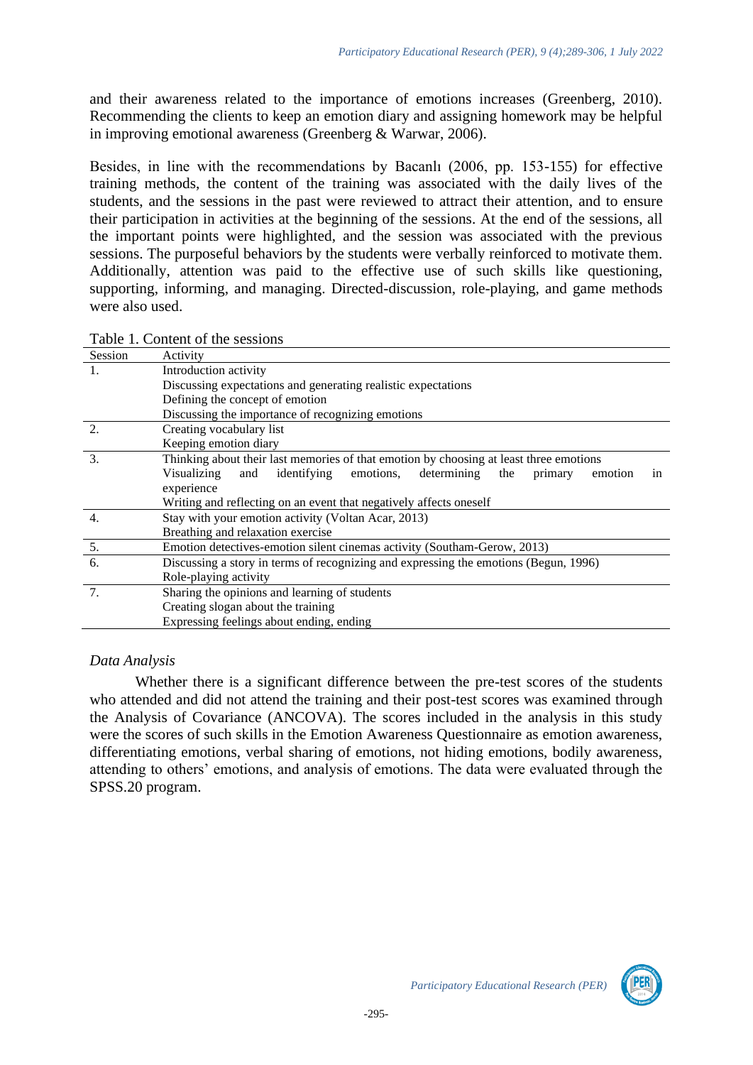and their awareness related to the importance of emotions increases (Greenberg, 2010). Recommending the clients to keep an emotion diary and assigning homework may be helpful in improving emotional awareness (Greenberg & Warwar, 2006).

Besides, in line with the recommendations by Bacanlı (2006, pp. 153-155) for effective training methods, the content of the training was associated with the daily lives of the students, and the sessions in the past were reviewed to attract their attention, and to ensure their participation in activities at the beginning of the sessions. At the end of the sessions, all the important points were highlighted, and the session was associated with the previous sessions. The purposeful behaviors by the students were verbally reinforced to motivate them. Additionally, attention was paid to the effective use of such skills like questioning, supporting, informing, and managing. Directed-discussion, role-playing, and game methods were also used.

Table 1. Content of the sessions

| Session | Activity |
|---|---|
| 1. | Introduction activity<br>Discussing expectations and generating realistic expectations<br>Defining the concept of emotion<br>Discussing the importance of recognizing emotions |
| 2. | Creating vocabulary list<br>Keeping emotion diary |
| 3. | Thinking about their last memories of that emotion by choosing at least three emotions<br>Visualizing and identifying emotions, determining the primary emotion in experience<br>Writing and reflecting on an event that negatively affects oneself |
| 4. | Stay with your emotion activity (Voltan Acar, 2013)<br>Breathing and relaxation exercise |
| 5. | Emotion detectives-emotion silent cinemas activity (Southam-Gerow, 2013) |
| 6. | Discussing a story in terms of recognizing and expressing the emotions (Begun, 1996)<br>Role-playing activity |
| 7. | Sharing the opinions and learning of students<br>Creating slogan about the training<br>Expressing feelings about ending, ending |

### *Data Analysis*

Whether there is a significant difference between the pre-test scores of the students who attended and did not attend the training and their post-test scores was examined through the Analysis of Covariance (ANCOVA). The scores included in the analysis in this study were the scores of such skills in the Emotion Awareness Questionnaire as emotion awareness, differentiating emotions, verbal sharing of emotions, not hiding emotions, bodily awareness, attending to others' emotions, and analysis of emotions. The data were evaluated through the SPSS.20 program.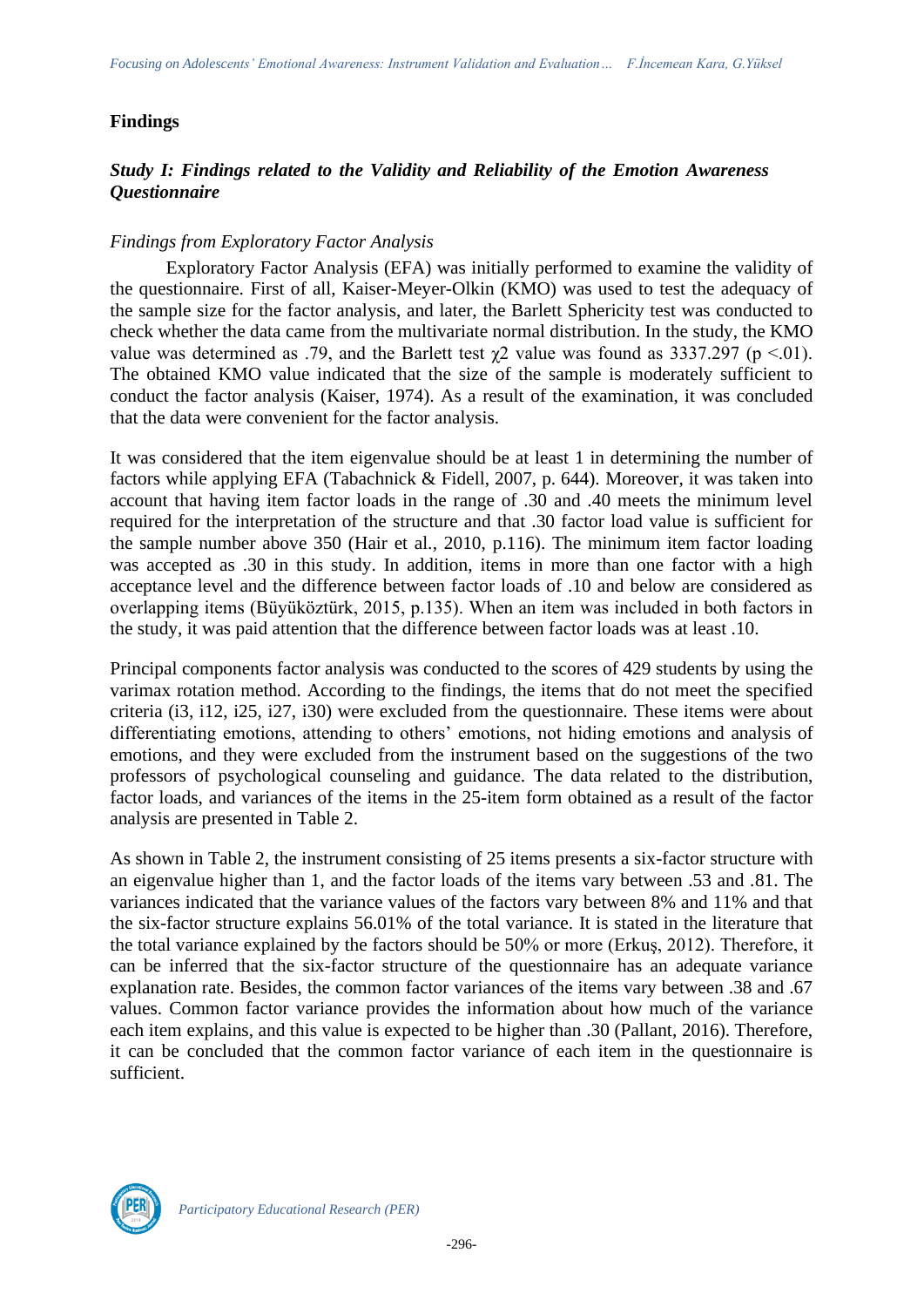## Findings

### *Study I: Findings related to the Validity and Reliability of the Emotion Awareness Questionnaire*

#### *Findings from Exploratory Factor Analysis*

Exploratory Factor Analysis (EFA) was initially performed to examine the validity of the questionnaire. First of all, Kaiser-Meyer-Olkin (KMO) was used to test the adequacy of the sample size for the factor analysis, and later, the Barlett Sphericity test was conducted to check whether the data came from the multivariate normal distribution. In the study, the KMO value was determined as .79, and the Barlett test $\chi 2$ value was found as 3337.297 ($p < .01$). The obtained KMO value indicated that the size of the sample is moderately sufficient to conduct the factor analysis (Kaiser, 1974). As a result of the examination, it was concluded that the data were convenient for the factor analysis.

It was considered that the item eigenvalue should be at least 1 in determining the number of factors while applying EFA (Tabachnick & Fidell, 2007, p. 644). Moreover, it was taken into account that having item factor loads in the range of .30 and .40 meets the minimum level required for the interpretation of the structure and that .30 factor load value is sufficient for the sample number above 350 (Hair et al., 2010, p.116). The minimum item factor loading was accepted as .30 in this study. In addition, items in more than one factor with a high acceptance level and the difference between factor loads of .10 and below are considered as overlapping items (Büyüköztürk, 2015, p.135). When an item was included in both factors in the study, it was paid attention that the difference between factor loads was at least .10.

Principal components factor analysis was conducted to the scores of 429 students by using the varimax rotation method. According to the findings, the items that do not meet the specified criteria (i3, i12, i25, i27, i30) were excluded from the questionnaire. These items were about differentiating emotions, attending to others' emotions, not hiding emotions and analysis of emotions, and they were excluded from the instrument based on the suggestions of the two professors of psychological counseling and guidance. The data related to the distribution, factor loads, and variances of the items in the 25-item form obtained as a result of the factor analysis are presented in Table 2.

As shown in Table 2, the instrument consisting of 25 items presents a six-factor structure with an eigenvalue higher than 1, and the factor loads of the items vary between .53 and .81. The variances indicated that the variance values of the factors vary between 8% and 11% and that the six-factor structure explains 56.01% of the total variance. It is stated in the literature that the total variance explained by the factors should be 50% or more (Erkuş, 2012). Therefore, it can be inferred that the six-factor structure of the questionnaire has an adequate variance explanation rate. Besides, the common factor variances of the items vary between .38 and .67 values. Common factor variance provides the information about how much of the variance each item explains, and this value is expected to be higher than .30 (Pallant, 2016). Therefore, it can be concluded that the common factor variance of each item in the questionnaire is sufficient.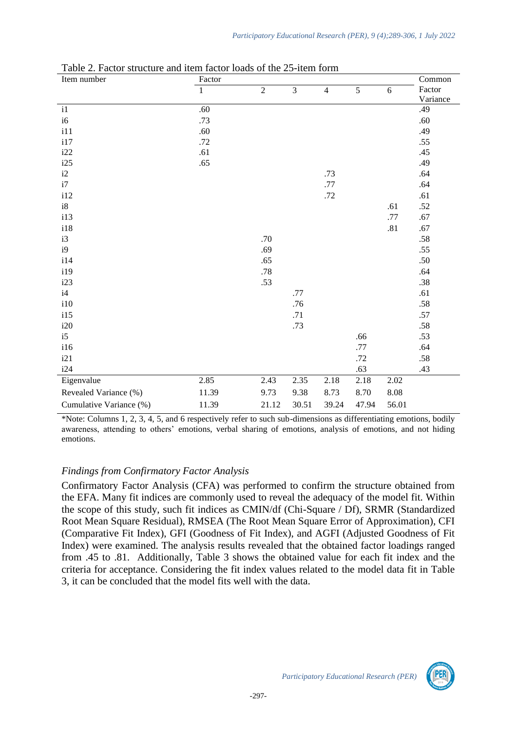Table 2. Factor structure and item factor loads of the 25-item form

| Item number | Factor 1 | 2 | 3 | 4 | 5 | 6 | Common Factor Variance |
|---|---|---|---|---|---|---|---|
| i1 | .60 | | | | | | .49 |
| i6 | .73 | | | | | | .60 |
| i11 | .60 | | | | | | .49 |
| i17 | .72 | | | | | | .55 |
| i22 | .61 | | | | | | .45 |
| i25 | .65 | | | | | | .49 |
| i2 | | | | .73 | | | .64 |
| i7 | | | | .77 | | | .64 |
| i12 | | | | .72 | | | .61 |
| i8 | | | | | | .61 | .52 |
| i13 | | | | | | .77 | .67 |
| i18 | | | | | | .81 | .67 |
| i3 | | .70 | | | | | .58 |
| i9 | | .69 | | | | | .55 |
| i14 | | .65 | | | | | .50 |
| i19 | | .78 | | | | | .64 |
| i23 | | .53 | | | | | .38 |
| i4 | | | .77 | | | | .61 |
| i10 | | | .76 | | | | .58 |
| i15 | | | .71 | | | | .57 |
| i20 | | | .73 | | | | .58 |
| i5 | | | | | .66 | | .53 |
| i16 | | | | | .77 | | .64 |
| i21 | | | | | .72 | | .58 |
| i24 | | | | | .63 | | .43 |
| Eigenvalue | 2.85 | 2.43 | 2.35 | 2.18 | 2.18 | 2.02 | |
| Revealed Variance (%) | 11.39 | 9.73 | 9.38 | 8.73 | 8.70 | 8.08 | |
| Cumulative Variance (%) | 11.39 | 21.12 | 30.51 | 39.24 | 47.94 | 56.01 | |

*Note: Columns 1, 2, 3, 4, 5, and 6 respectively refer to such sub-dimensions as differentiating emotions, bodily awareness, attending to others' emotions, verbal sharing of emotions, analysis of emotions, and not hiding emotions.

### *Findings from Confirmatory Factor Analysis*

Confirmatory Factor Analysis (CFA) was performed to confirm the structure obtained from the EFA. Many fit indices are commonly used to reveal the adequacy of the model fit. Within the scope of this study, such fit indices as CMIN/df (Chi-Square / Df), SRMR (Standardized Root Mean Square Residual), RMSEA (The Root Mean Square Error of Approximation), CFI (Comparative Fit Index), GFI (Goodness of Fit Index), and AGFI (Adjusted Goodness of Fit Index) were examined. The analysis results revealed that the obtained factor loadings ranged from .45 to .81. Additionally, Table 3 shows the obtained value for each fit index and the criteria for acceptance. Considering the fit index values related to the model data fit in Table 3, it can be concluded that the model fits well with the data.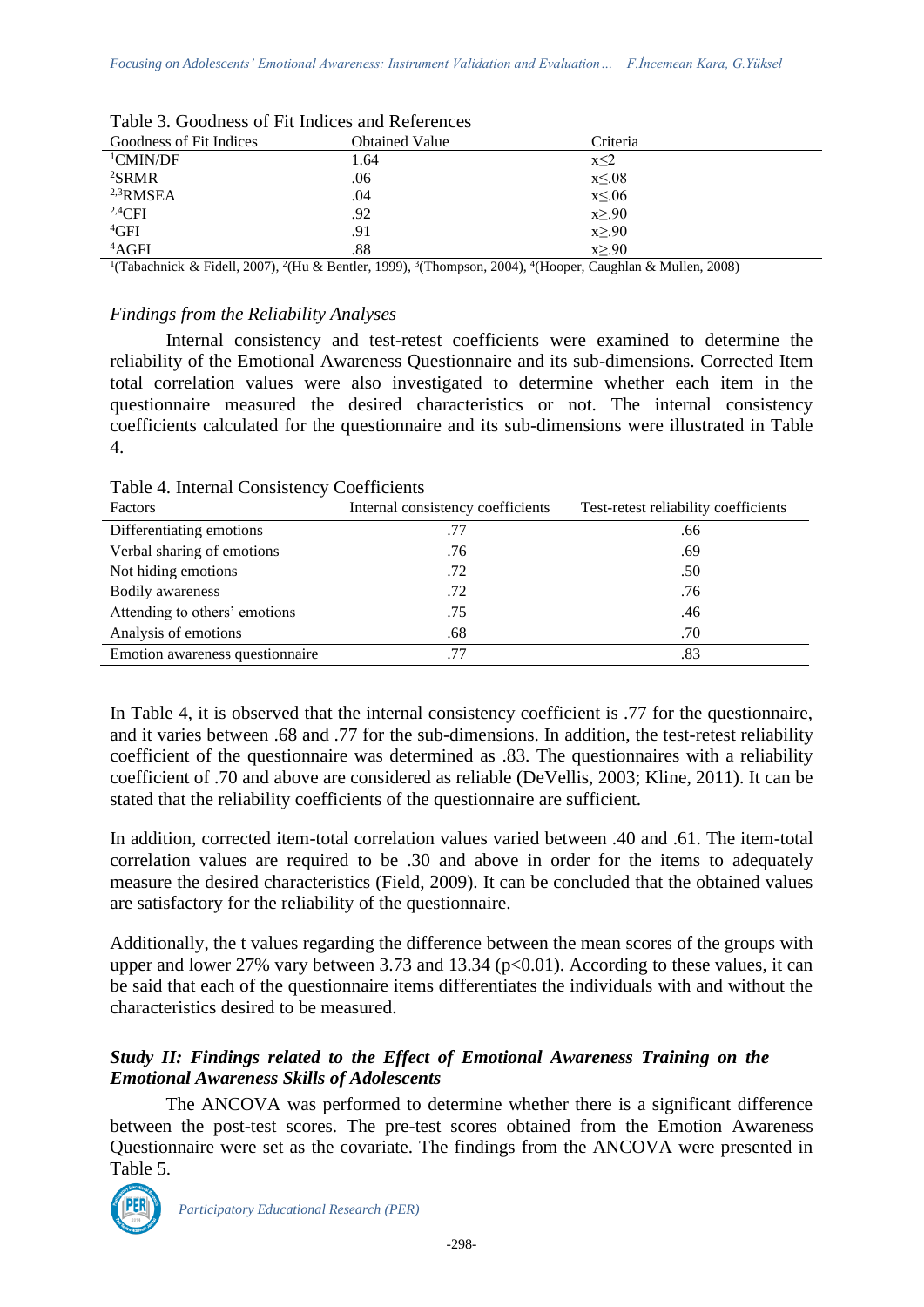Table 3. Goodness of Fit Indices and References

| Goodness of Fit Indices | Obtained Value | Criteria |
|---|---|---|
| [1]CMIN/DF | 1.64 | $x \leq 2$ |
| [2]SRMR | .06 | $x \leq .08$ |
| [2,3]RMSEA | .04 | $x \leq .06$ |
| [2,4]CFI | .92 | $x \geq .90$ |
| [4]GFI | .91 | $x \geq .90$ |
| [4]AGFI | .88 | $x \geq .90$ |

[1](Tabachnick & Fidell, 2007), [2](Hu & Bentler, 1999), [3](Thompson, 2004), [4](Hooper, Caughlan & Mullen, 2008)

### *Findings from the Reliability Analyses*

Internal consistency and test-retest coefficients were examined to determine the reliability of the Emotional Awareness Questionnaire and its sub-dimensions. Corrected Item total correlation values were also investigated to determine whether each item in the questionnaire measured the desired characteristics or not. The internal consistency coefficients calculated for the questionnaire and its sub-dimensions were illustrated in Table 4.

Table 4. Internal Consistency Coefficients

| Factors | Internal consistency coefficients | Test-retest reliability coefficients |
|---|---|---|
| Differentiating emotions | .77 | .66 |
| Verbal sharing of emotions | .76 | .69 |
| Not hiding emotions | .72 | .50 |
| Bodily awareness | .72 | .76 |
| Attending to others' emotions | .75 | .46 |
| Analysis of emotions | .68 | .70 |
| Emotion awareness questionnaire | .77 | .83 |

In Table 4, it is observed that the internal consistency coefficient is .77 for the questionnaire, and it varies between .68 and .77 for the sub-dimensions. In addition, the test-retest reliability coefficient of the questionnaire was determined as .83. The questionnaires with a reliability coefficient of .70 and above are considered as reliable (DeVellis, 2003; Kline, 2011). It can be stated that the reliability coefficients of the questionnaire are sufficient.

In addition, corrected item-total correlation values varied between .40 and .61. The item-total correlation values are required to be .30 and above in order for the items to adequately measure the desired characteristics (Field, 2009). It can be concluded that the obtained values are satisfactory for the reliability of the questionnaire.

Additionally, the t values regarding the difference between the mean scores of the groups with upper and lower 27% vary between 3.73 and 13.34 ($p<0.01$). According to these values, it can be said that each of the questionnaire items differentiates the individuals with and without the characteristics desired to be measured.

### ***Study II: Findings related to the Effect of Emotional Awareness Training on the Emotional Awareness Skills of Adolescents***

The ANCOVA was performed to determine whether there is a significant difference between the post-test scores. The pre-test scores obtained from the Emotion Awareness Questionnaire were set as the covariate. The findings from the ANCOVA were presented in Table 5.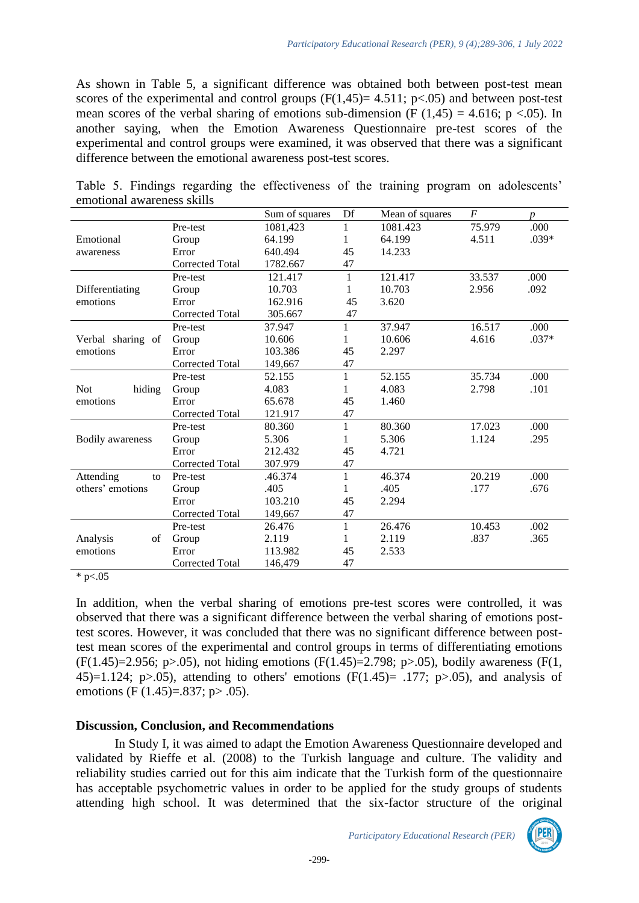As shown in Table 5, a significant difference was obtained both between post-test mean scores of the experimental and control groups ($F(1,45)= 4.511$; $p<.05$) and between post-test mean scores of the verbal sharing of emotions sub-dimension ($F(1,45) = 4.616$; $p <.05$). In another saying, when the Emotion Awareness Questionnaire pre-test scores of the experimental and control groups were examined, it was observed that there was a significant difference between the emotional awareness post-test scores.

Table 5. Findings regarding the effectiveness of the training program on adolescents' emotional awareness skills

| | | Sum of squares | Df | Mean of squares | *F* | *p* |
|---|---|---|---|---|---|---|
| Emotional awareness | Pre-test | 1081,423 | 1 | 1081.423 | 75.979 | .000 |
| | Group | 64.199 | 1 | 64.199 | 4.511 | .039* |
| | Error | 640.494 | 45 | 14.233 | | |
| | Corrected Total | 1782.667 | 47 | | | |
| Differentiating emotions | Pre-test | 121.417 | 1 | 121.417 | 33.537 | .000 |
| | Group | 10.703 | 1 | 10.703 | 2.956 | .092 |
| | Error | 162.916 | 45 | 3.620 | | |
| | Corrected Total | 305.667 | 47 | | | |
| Verbal sharing of emotions | Pre-test | 37.947 | 1 | 37.947 | 16.517 | .000 |
| | Group | 10.606 | 1 | 10.606 | 4.616 | .037* |
| | Error | 103.386 | 45 | 2.297 | | |
| | Corrected Total | 149,667 | 47 | | | |
| Not hiding emotions | Pre-test | 52.155 | 1 | 52.155 | 35.734 | .000 |
| | Group | 4.083 | 1 | 4.083 | 2.798 | .101 |
| | Error | 65.678 | 45 | 1.460 | | |
| | Corrected Total | 121.917 | 47 | | | |
| Bodily awareness | Pre-test | 80.360 | 1 | 80.360 | 17.023 | .000 |
| | Group | 5.306 | 1 | 5.306 | 1.124 | .295 |
| | Error | 212.432 | 45 | 4.721 | | |
| | Corrected Total | 307.979 | 47 | | | |
| Attending to others' emotions | Pre-test | .46.374 | 1 | 46.374 | 20.219 | .000 |
| | Group | .405 | 1 | .405 | .177 | .676 |
| | Error | 103.210 | 45 | 2.294 | | |
| | Corrected Total | 149,667 | 47 | | | |
| Analysis of emotions | Pre-test | 26.476 | 1 | 26.476 | 10.453 | .002 |
| | Group | 2.119 | 1 | 2.119 | .837 | .365 |
| | Error | 113.982 | 45 | 2.533 | | |
| | Corrected Total | 146,479 | 47 | | | |

* p<.05

In addition, when the verbal sharing of emotions pre-test scores were controlled, it was observed that there was a significant difference between the verbal sharing of emotions post-test scores. However, it was concluded that there was no significant difference between post-test mean scores of the experimental and control groups in terms of differentiating emotions ($F(1.45)=2.956$; $p>.05$), not hiding emotions ($F(1.45)=2.798$; $p>.05$), bodily awareness ($F(1, 45)=1.124$; $p>.05$), attending to others' emotions ($F(1.45)= .177$; $p>.05$), and analysis of emotions ($F(1.45)=.837$; $p> .05$).

## Discussion, Conclusion, and Recommendations

In Study I, it was aimed to adapt the Emotion Awareness Questionnaire developed and validated by Rieffe et al. (2008) to the Turkish language and culture. The validity and reliability studies carried out for this aim indicate that the Turkish form of the questionnaire has acceptable psychometric values in order to be applied for the study groups of students attending high school. It was determined that the six-factor structure of the original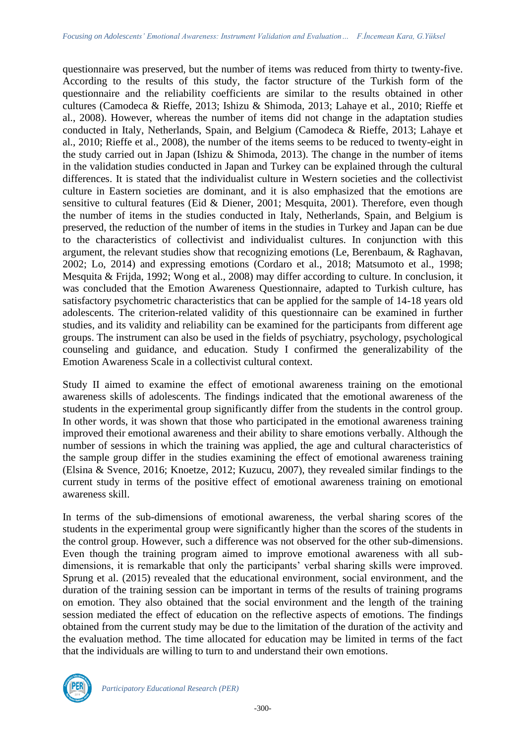questionnaire was preserved, but the number of items was reduced from thirty to twenty-five. According to the results of this study, the factor structure of the Turkish form of the questionnaire and the reliability coefficients are similar to the results obtained in other cultures (Camodeca & Rieffe, 2013; Ishizu & Shimoda, 2013; Lahaye et al., 2010; Rieffe et al., 2008). However, whereas the number of items did not change in the adaptation studies conducted in Italy, Netherlands, Spain, and Belgium (Camodeca & Rieffe, 2013; Lahaye et al., 2010; Rieffe et al., 2008), the number of the items seems to be reduced to twenty-eight in the study carried out in Japan (Ishizu & Shimoda, 2013). The change in the number of items in the validation studies conducted in Japan and Turkey can be explained through the cultural differences. It is stated that the individualist culture in Western societies and the collectivist culture in Eastern societies are dominant, and it is also emphasized that the emotions are sensitive to cultural features (Eid & Diener, 2001; Mesquita, 2001). Therefore, even though the number of items in the studies conducted in Italy, Netherlands, Spain, and Belgium is preserved, the reduction of the number of items in the studies in Turkey and Japan can be due to the characteristics of collectivist and individualist cultures. In conjunction with this argument, the relevant studies show that recognizing emotions (Le, Berenbaum, & Raghavan, 2002; Lo, 2014) and expressing emotions (Cordaro et al., 2018; Matsumoto et al., 1998; Mesquita & Frijda, 1992; Wong et al., 2008) may differ according to culture. In conclusion, it was concluded that the Emotion Awareness Questionnaire, adapted to Turkish culture, has satisfactory psychometric characteristics that can be applied for the sample of 14-18 years old adolescents. The criterion-related validity of this questionnaire can be examined in further studies, and its validity and reliability can be examined for the participants from different age groups. The instrument can also be used in the fields of psychiatry, psychology, psychological counseling and guidance, and education. Study I confirmed the generalizability of the Emotion Awareness Scale in a collectivist cultural context.

Study II aimed to examine the effect of emotional awareness training on the emotional awareness skills of adolescents. The findings indicated that the emotional awareness of the students in the experimental group significantly differ from the students in the control group. In other words, it was shown that those who participated in the emotional awareness training improved their emotional awareness and their ability to share emotions verbally. Although the number of sessions in which the training was applied, the age and cultural characteristics of the sample group differ in the studies examining the effect of emotional awareness training (Elsina & Svence, 2016; Knoetze, 2012; Kuzucu, 2007), they revealed similar findings to the current study in terms of the positive effect of emotional awareness training on emotional awareness skill.

In terms of the sub-dimensions of emotional awareness, the verbal sharing scores of the students in the experimental group were significantly higher than the scores of the students in the control group. However, such a difference was not observed for the other sub-dimensions. Even though the training program aimed to improve emotional awareness with all sub-dimensions, it is remarkable that only the participants' verbal sharing skills were improved. Sprung et al. (2015) revealed that the educational environment, social environment, and the duration of the training session can be important in terms of the results of training programs on emotion. They also obtained that the social environment and the length of the training session mediated the effect of education on the reflective aspects of emotions. The findings obtained from the current study may be due to the limitation of the duration of the activity and the evaluation method. The time allocated for education may be limited in terms of the fact that the individuals are willing to turn to and understand their own emotions.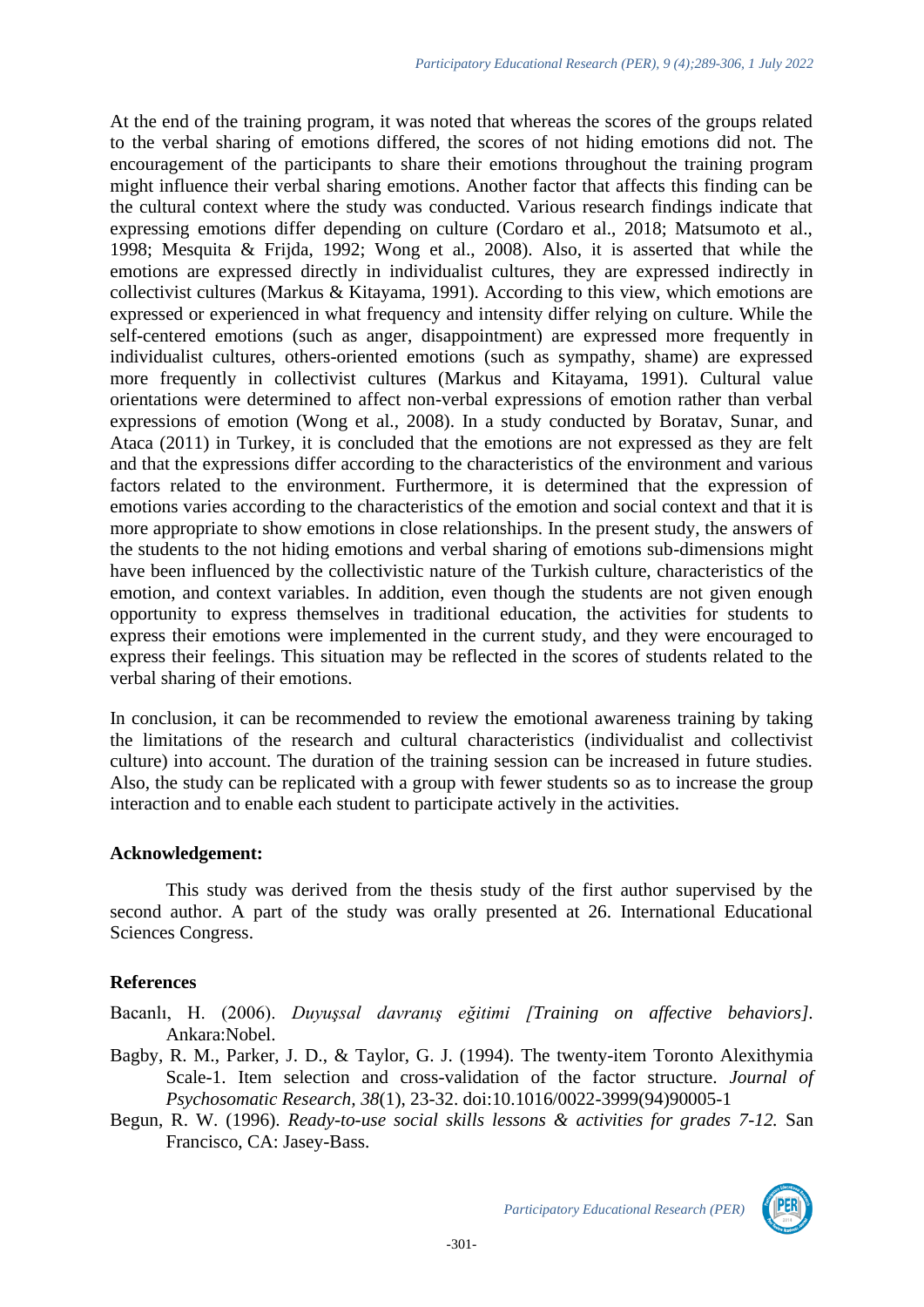At the end of the training program, it was noted that whereas the scores of the groups related to the verbal sharing of emotions differed, the scores of not hiding emotions did not. The encouragement of the participants to share their emotions throughout the training program might influence their verbal sharing emotions. Another factor that affects this finding can be the cultural context where the study was conducted. Various research findings indicate that expressing emotions differ depending on culture (Cordaro et al., 2018; Matsumoto et al., 1998; Mesquita & Frijda, 1992; Wong et al., 2008). Also, it is asserted that while the emotions are expressed directly in individualist cultures, they are expressed indirectly in collectivist cultures (Markus & Kitayama, 1991). According to this view, which emotions are expressed or experienced in what frequency and intensity differ relying on culture. While the self-centered emotions (such as anger, disappointment) are expressed more frequently in individualist cultures, others-oriented emotions (such as sympathy, shame) are expressed more frequently in collectivist cultures (Markus and Kitayama, 1991). Cultural value orientations were determined to affect non-verbal expressions of emotion rather than verbal expressions of emotion (Wong et al., 2008). In a study conducted by Boratav, Sunar, and Ataca (2011) in Turkey, it is concluded that the emotions are not expressed as they are felt and that the expressions differ according to the characteristics of the environment and various factors related to the environment. Furthermore, it is determined that the expression of emotions varies according to the characteristics of the emotion and social context and that it is more appropriate to show emotions in close relationships. In the present study, the answers of the students to the not hiding emotions and verbal sharing of emotions sub-dimensions might have been influenced by the collectivistic nature of the Turkish culture, characteristics of the emotion, and context variables. In addition, even though the students are not given enough opportunity to express themselves in traditional education, the activities for students to express their emotions were implemented in the current study, and they were encouraged to express their feelings. This situation may be reflected in the scores of students related to the verbal sharing of their emotions.

In conclusion, it can be recommended to review the emotional awareness training by taking the limitations of the research and cultural characteristics (individualist and collectivist culture) into account. The duration of the training session can be increased in future studies. Also, the study can be replicated with a group with fewer students so as to increase the group interaction and to enable each student to participate actively in the activities.

**Acknowledgement:**

This study was derived from the thesis study of the first author supervised by the second author. A part of the study was orally presented at 26. International Educational Sciences Congress.

**References**

Bacanlı, H. (2006). *Duyuşsal davranış eğitimi [Training on affective behaviors]*. Ankara:Nobel.

Bagby, R. M., Parker, J. D., & Taylor, G. J. (1994). The twenty-item Toronto Alexithymia Scale-1. Item selection and cross-validation of the factor structure. *Journal of Psychosomatic Research, 38*(1), 23-32. doi:10.1016/0022-3999(94)90005-1

Begun, R. W. (1996). *Ready-to-use social skills lessons & activities for grades 7-12.* San Francisco, CA: Jasey-Bass.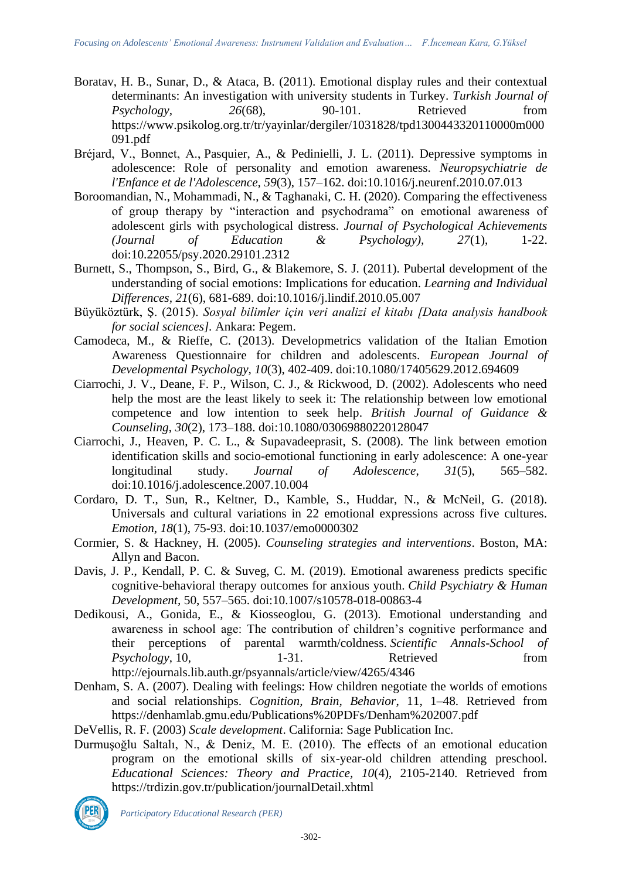Boratav, H. B., Sunar, D., & Ataca, B. (2011). Emotional display rules and their contextual determinants: An investigation with university students in Turkey. *Turkish Journal of Psychology*, *26*(68), 90-101. Retrieved from https://www.psikolog.org.tr/tr/yayinlar/dergiler/1031828/tpd1300443320110000m000091.pdf

Bréjard, V., Bonnet, A., Pasquier, A., & Pedinielli, J. L. (2011). Depressive symptoms in adolescence: Role of personality and emotion awareness. *Neuropsychiatrie de l'Enfance et de l'Adolescence*, *59*(3), 157–162. doi:10.1016/j.neurenf.2010.07.013

Boroomandian, N., Mohammadi, N., & Taghanaki, C. H. (2020). Comparing the effectiveness of group therapy by "interaction and psychodrama" on emotional awareness of adolescent girls with psychological distress. *Journal of Psychological Achievements (Journal of Education & Psychology)*, *27*(1), 1-22. doi:10.22055/psy.2020.29101.2312

Burnett, S., Thompson, S., Bird, G., & Blakemore, S. J. (2011). Pubertal development of the understanding of social emotions: Implications for education. *Learning and Individual Differences*, *21*(6), 681-689. doi:10.1016/j.lindif.2010.05.007

Büyüköztürk, Ş. (2015). *Sosyal bilimler için veri analizi el kitabı [Data analysis handbook for social sciences]*. Ankara: Pegem.

Camodeca, M., & Rieffe, C. (2013). Developmetrics validation of the Italian Emotion Awareness Questionnaire for children and adolescents. *European Journal of Developmental Psychology*, *10*(3), 402-409. doi:10.1080/17405629.2012.694609

Ciarrochi, J. V., Deane, F. P., Wilson, C. J., & Rickwood, D. (2002). Adolescents who need help the most are the least likely to seek it: The relationship between low emotional competence and low intention to seek help. *British Journal of Guidance & Counseling*, *30*(2), 173–188. doi:10.1080/03069880220128047

Ciarrochi, J., Heaven, P. C. L., & Supavadeeprasit, S. (2008). The link between emotion identification skills and socio-emotional functioning in early adolescence: A one-year longitudinal study. *Journal of Adolescence*, *31*(5), 565–582. doi:10.1016/j.adolescence.2007.10.004

Cordaro, D. T., Sun, R., Keltner, D., Kamble, S., Huddar, N., & McNeil, G. (2018). Universals and cultural variations in 22 emotional expressions across five cultures. *Emotion*, *18*(1), 75-93. doi:10.1037/emo0000302

Cormier, S. & Hackney, H. (2005). *Counseling strategies and interventions*. Boston, MA: Allyn and Bacon.

Davis, J. P., Kendall, P. C. & Suveg, C. M. (2019). Emotional awareness predicts specific cognitive-behavioral therapy outcomes for anxious youth. *Child Psychiatry & Human Development*, 50, 557–565. doi:10.1007/s10578-018-00863-4

Dedikousi, A., Gonida, E., & Kiosseoglou, G. (2013). Emotional understanding and awareness in school age: The contribution of children's cognitive performance and their perceptions of parental warmth/coldness. *Scientific Annals-School of Psychology*, 10, 1-31. Retrieved from http://ejournals.lib.auth.gr/psyannals/article/view/4265/4346

Denham, S. A. (2007). Dealing with feelings: How children negotiate the worlds of emotions and social relationships. *Cognition, Brain, Behavior*, 11, 1–48. Retrieved from https://denhamlab.gmu.edu/Publications%20PDFs/Denham%202007.pdf

DeVellis, R. F. (2003) *Scale development*. California: Sage Publication Inc.

Durmuşoğlu Saltalı, N., & Deniz, M. E. (2010). The effects of an emotional education program on the emotional skills of six-year-old children attending preschool. *Educational Sciences: Theory and Practice, 10*(4), 2105-2140. Retrieved from https://trdizin.gov.tr/publication/journalDetail.xhtml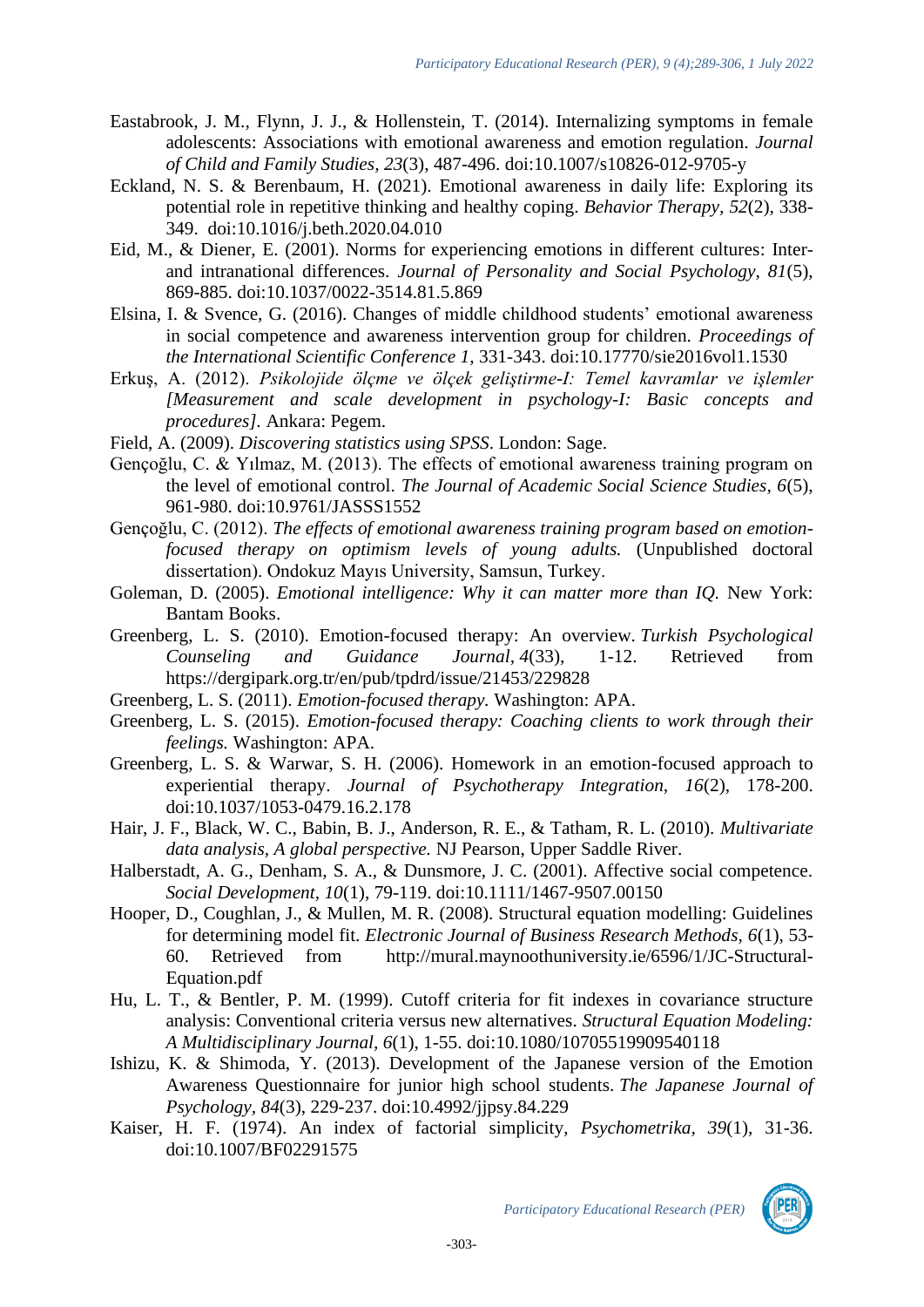Eastabrook, J. M., Flynn, J. J., & Hollenstein, T. (2014). Internalizing symptoms in female adolescents: Associations with emotional awareness and emotion regulation. *Journal of Child and Family Studies, 23*(3), 487-496. doi:10.1007/s10826-012-9705-y

Eckland, N. S. & Berenbaum, H. (2021). Emotional awareness in daily life: Exploring its potential role in repetitive thinking and healthy coping. *Behavior Therapy, 52*(2), 338-349. doi:10.1016/j.beth.2020.04.010

Eid, M., & Diener, E. (2001). Norms for experiencing emotions in different cultures: Inter- and intranational differences. *Journal of Personality and Social Psychology, 81*(5), 869-885. doi:10.1037/0022-3514.81.5.869

Elsina, I. & Svence, G. (2016). Changes of middle childhood students' emotional awareness in social competence and awareness intervention group for children. *Proceedings of the International Scientific Conference 1,* 331-343. doi:10.17770/sie2016vol1.1530

Erkuş, A. (2012). *Psikolojide ölçme ve ölçek geliştirme-I: Temel kavramlar ve işlemler [Measurement and scale development in psychology-I: Basic concepts and procedures].* Ankara: Pegem.

Field, A. (2009). *Discovering statistics using SPSS*. London: Sage.

Gençoğlu, C. & Yılmaz, M. (2013). The effects of emotional awareness training program on the level of emotional control. *The Journal of Academic Social Science Studies, 6*(5), 961-980. doi:10.9761/JASSS1552

Gençoğlu, C. (2012). *The effects of emotional awareness training program based on emotion-focused therapy on optimism levels of young adults.* (Unpublished doctoral dissertation). Ondokuz Mayıs University, Samsun, Turkey.

Goleman, D. (2005). *Emotional intelligence: Why it can matter more than IQ*. New York: Bantam Books.

Greenberg, L. S. (2010). Emotion-focused therapy: An overview. *Turkish Psychological Counseling and Guidance Journal, 4*(33), 1-12. Retrieved from https://dergipark.org.tr/en/pub/tpdrd/issue/21453/229828

Greenberg, L. S. (2011). *Emotion-focused therapy.* Washington: APA.

Greenberg, L. S. (2015). *Emotion-focused therapy: Coaching clients to work through their feelings.* Washington: APA.

Greenberg, L. S. & Warwar, S. H. (2006). Homework in an emotion-focused approach to experiential therapy. *Journal of Psychotherapy Integration, 16*(2), 178-200. doi:10.1037/1053-0479.16.2.178

Hair, J. F., Black, W. C., Babin, B. J., Anderson, R. E., & Tatham, R. L. (2010). *Multivariate data analysis, A global perspective.* NJ Pearson, Upper Saddle River.

Halberstadt, A. G., Denham, S. A., & Dunsmore, J. C. (2001). Affective social competence. *Social Development, 10*(1), 79-119. doi:10.1111/1467-9507.00150

Hooper, D., Coughlan, J., & Mullen, M. R. (2008). Structural equation modelling: Guidelines for determining model fit. *Electronic Journal of Business Research Methods, 6*(1), 53-60. Retrieved from http://mural.maynoothuniversity.ie/6596/1/JC-Structural-Equation.pdf

Hu, L. T., & Bentler, P. M. (1999). Cutoff criteria for fit indexes in covariance structure analysis: Conventional criteria versus new alternatives. *Structural Equation Modeling: A Multidisciplinary Journal, 6*(1), 1-55. doi:10.1080/10705519909540118

Ishizu, K. & Shimoda, Y. (2013). Development of the Japanese version of the Emotion Awareness Questionnaire for junior high school students. *The Japanese Journal of Psychology, 84*(3), 229-237. doi:10.4992/jjpsy.84.229

Kaiser, H. F. (1974). An index of factorial simplicity, *Psychometrika, 39*(1), 31-36. doi:10.1007/BF02291575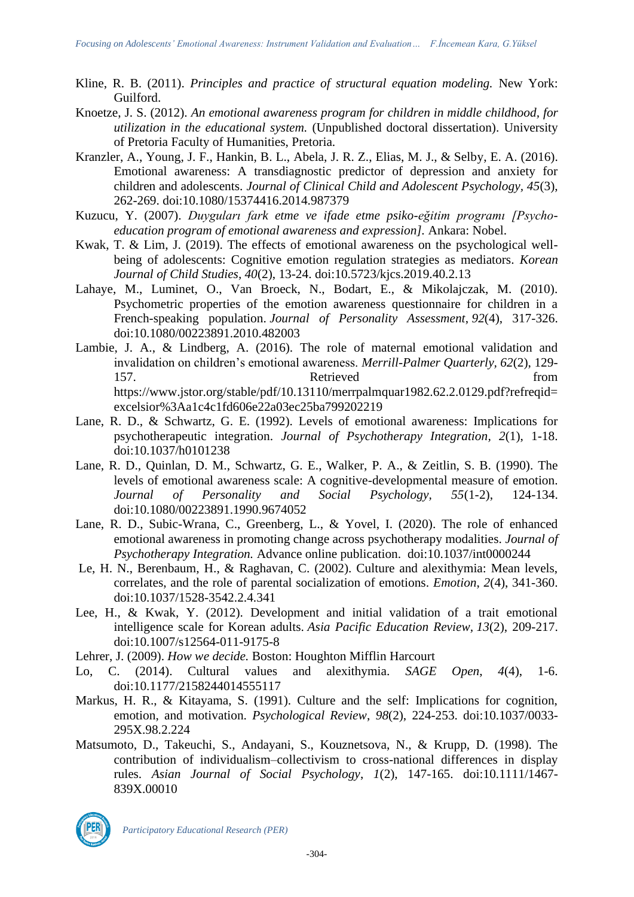Kline, R. B. (2011). *Principles and practice of structural equation modeling.* New York: Guilford.

Knoetze, J. S. (2012). *An emotional awareness program for children in middle childhood, for utilization in the educational system.* (Unpublished doctoral dissertation). University of Pretoria Faculty of Humanities, Pretoria.

Kranzler, A., Young, J. F., Hankin, B. L., Abela, J. R. Z., Elias, M. J., & Selby, E. A. (2016). Emotional awareness: A transdiagnostic predictor of depression and anxiety for children and adolescents. *Journal of Clinical Child and Adolescent Psychology*, *45*(3), 262-269. doi:10.1080/15374416.2014.987379

Kuzucu, Y. (2007). *Duyguları fark etme ve ifade etme psiko-eğitim programı [Psycho-education program of emotional awareness and expression].* Ankara: Nobel.

Kwak, T. & Lim, J. (2019). The effects of emotional awareness on the psychological well-being of adolescents: Cognitive emotion regulation strategies as mediators. *Korean Journal of Child Studies, 40*(2), 13-24. doi:10.5723/kjcs.2019.40.2.13

Lahaye, M., Luminet, O., Van Broeck, N., Bodart, E., & Mikolajczak, M. (2010). Psychometric properties of the emotion awareness questionnaire for children in a French-speaking population. *Journal of Personality Assessment*, *92*(4), 317-326. doi:10.1080/00223891.2010.482003

Lambie, J. A., & Lindberg, A. (2016). The role of maternal emotional validation and invalidation on children's emotional awareness. *Merrill-Palmer Quarterly*, *62*(2), 129-157. Retrieved from https://www.jstor.org/stable/pdf/10.13110/merrpalmquar1982.62.2.0129.pdf?refreqid=excelsior%3Aa1c4c1fd606e22a03ec25ba799202219

Lane, R. D., & Schwartz, G. E. (1992). Levels of emotional awareness: Implications for psychotherapeutic integration. *Journal of Psychotherapy Integration*, *2*(1), 1-18. doi:10.1037/h0101238

Lane, R. D., Quinlan, D. M., Schwartz, G. E., Walker, P. A., & Zeitlin, S. B. (1990). The levels of emotional awareness scale: A cognitive-developmental measure of emotion. *Journal of Personality and Social Psychology*, *55*(1-2), 124-134. doi:10.1080/00223891.1990.9674052

Lane, R. D., Subic-Wrana, C., Greenberg, L., & Yovel, I. (2020). The role of enhanced emotional awareness in promoting change across psychotherapy modalities. *Journal of Psychotherapy Integration.* Advance online publication. doi:10.1037/int0000244

Le, H. N., Berenbaum, H., & Raghavan, C. (2002). Culture and alexithymia: Mean levels, correlates, and the role of parental socialization of emotions. *Emotion*, *2*(4), 341-360. doi:10.1037/1528-3542.2.4.341

Lee, H., & Kwak, Y. (2012). Development and initial validation of a trait emotional intelligence scale for Korean adults. *Asia Pacific Education Review, 13*(2), 209-217. doi:10.1007/s12564-011-9175-8

Lehrer, J. (2009). *How we decide.* Boston: Houghton Mifflin Harcourt

Lo, C. (2014). Cultural values and alexithymia. *SAGE Open*, *4*(4), 1-6. doi:10.1177/2158244014555117

Markus, H. R., & Kitayama, S. (1991). Culture and the self: Implications for cognition, emotion, and motivation. *Psychological Review*, *98*(2), 224-253. doi:10.1037/0033-295X.98.2.224

Matsumoto, D., Takeuchi, S., Andayani, S., Kouznetsova, N., & Krupp, D. (1998). The contribution of individualism–collectivism to cross-national differences in display rules. *Asian Journal of Social Psychology*, *1*(2), 147-165. doi:10.1111/1467-839X.00010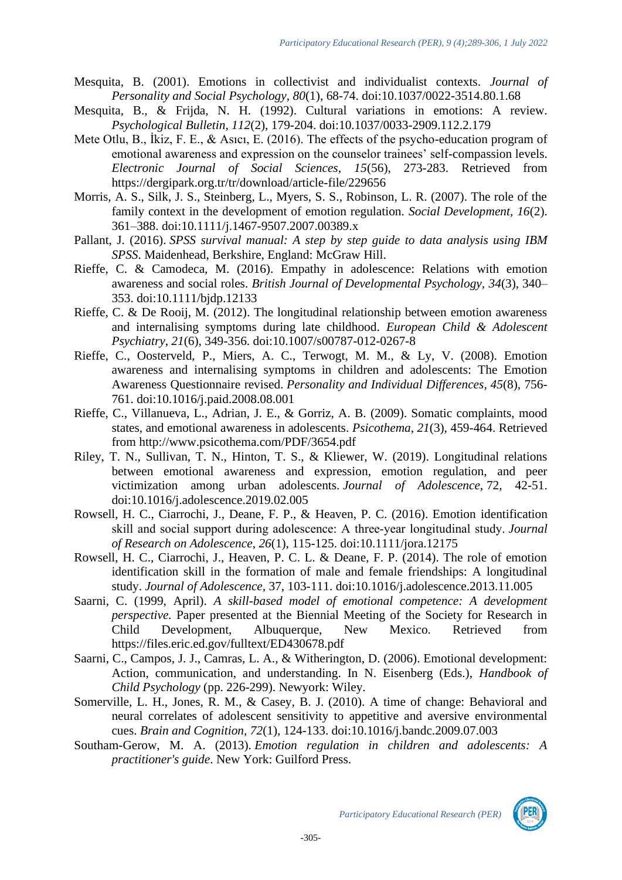Mesquita, B. (2001). Emotions in collectivist and individualist contexts. *Journal of Personality and Social Psychology*, *80*(1), 68-74. doi:10.1037/0022-3514.80.1.68

Mesquita, B., & Frijda, N. H. (1992). Cultural variations in emotions: A review. *Psychological Bulletin*, *112*(2), 179-204. doi:10.1037/0033-2909.112.2.179

Mete Otlu, B., İkiz, F. E., & Asıcı, E. (2016). The effects of the psycho-education program of emotional awareness and expression on the counselor trainees' self-compassion levels. *Electronic Journal of Social Sciences, 15*(56), 273-283. Retrieved from https://dergipark.org.tr/tr/download/article-file/229656

Morris, A. S., Silk, J. S., Steinberg, L., Myers, S. S., Robinson, L. R. (2007). The role of the family context in the development of emotion regulation. *Social Development, 16*(2). 361–388. doi:10.1111/j.1467-9507.2007.00389.x

Pallant, J. (2016). *SPSS survival manual: A step by step guide to data analysis using IBM SPSS*. Maidenhead, Berkshire, England: McGraw Hill.

Rieffe, C. & Camodeca, M. (2016). Empathy in adolescence: Relations with emotion awareness and social roles. *British Journal of Developmental Psychology*, *34*(3), 340–353. doi:10.1111/bjdp.12133

Rieffe, C. & De Rooij, M. (2012). The longitudinal relationship between emotion awareness and internalising symptoms during late childhood. *European Child & Adolescent Psychiatry*, *21*(6), 349-356. doi:10.1007/s00787-012-0267-8

Rieffe, C., Oosterveld, P., Miers, A. C., Terwogt, M. M., & Ly, V. (2008). Emotion awareness and internalising symptoms in children and adolescents: The Emotion Awareness Questionnaire revised. *Personality and Individual Differences*, *45*(8), 756-761. doi:10.1016/j.paid.2008.08.001

Rieffe, C., Villanueva, L., Adrian, J. E., & Gorriz, A. B. (2009). Somatic complaints, mood states, and emotional awareness in adolescents. *Psicothema*, *21*(3), 459-464. Retrieved from http://www.psicothema.com/PDF/3654.pdf

Riley, T. N., Sullivan, T. N., Hinton, T. S., & Kliewer, W. (2019). Longitudinal relations between emotional awareness and expression, emotion regulation, and peer victimization among urban adolescents. *Journal of Adolescence,* 72, 42-51. doi:10.1016/j.adolescence.2019.02.005

Rowsell, H. C., Ciarrochi, J., Deane, F. P., & Heaven, P. C. (2016). Emotion identification skill and social support during adolescence: A three-year longitudinal study. *Journal of Research on Adolescence*, *26*(1), 115-125. doi:10.1111/jora.12175

Rowsell, H. C., Ciarrochi, J., Heaven, P. C. L. & Deane, F. P. (2014). The role of emotion identification skill in the formation of male and female friendships: A longitudinal study. *Journal of Adolescence*, 37, 103-111. doi:10.1016/j.adolescence.2013.11.005

Saarni, C. (1999, April). *A skill-based model of emotional competence: A development perspective.* Paper presented at the Biennial Meeting of the Society for Research in Child Development, Albuquerque, New Mexico. Retrieved from https://files.eric.ed.gov/fulltext/ED430678.pdf

Saarni, C., Campos, J. J., Camras, L. A., & Witherington, D. (2006). Emotional development: Action, communication, and understanding. In N. Eisenberg (Eds.), *Handbook of Child Psychology* (pp. 226-299). Newyork: Wiley.

Somerville, L. H., Jones, R. M., & Casey, B. J. (2010). A time of change: Behavioral and neural correlates of adolescent sensitivity to appetitive and aversive environmental cues. *Brain and Cognition*, *72*(1), 124-133. doi:10.1016/j.bandc.2009.07.003

Southam-Gerow, M. A. (2013). *Emotion regulation in children and adolescents: A practitioner's guide*. New York: Guilford Press.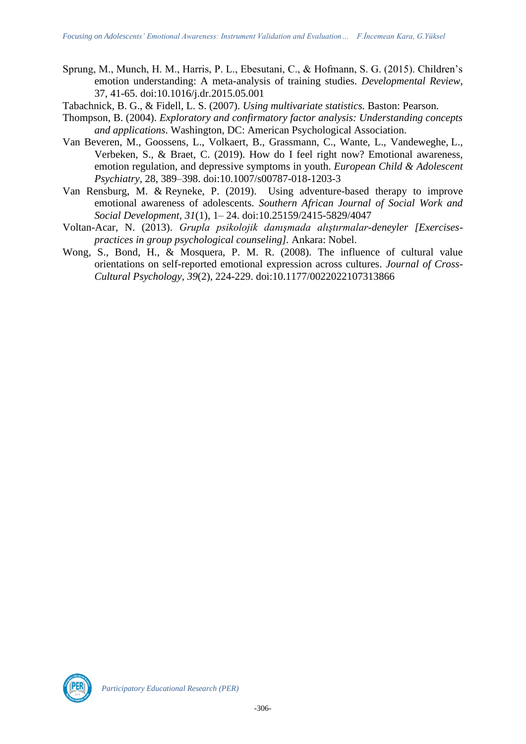Sprung, M., Munch, H. M., Harris, P. L., Ebesutani, C., & Hofmann, S. G. (2015). Children's emotion understanding: A meta-analysis of training studies. *Developmental Review*, 37, 41-65. doi:10.1016/j.dr.2015.05.001

Tabachnick, B. G., & Fidell, L. S. (2007). *Using multivariate statistics.* Baston: Pearson.

Thompson, B. (2004). *Exploratory and confirmatory factor analysis: Understanding concepts and applications*. Washington, DC: American Psychological Association.

Van Beveren, M., Goossens, L., Volkaert, B., Grassmann, C., Wante, L., Vandeweghe, L., Verbeken, S., & Braet, C. (2019). How do I feel right now? Emotional awareness, emotion regulation, and depressive symptoms in youth. *European Child & Adolescent Psychiatry*, 28, 389–398. doi:10.1007/s00787-018-1203-3

Van Rensburg, M. & Reyneke, P. (2019). Using adventure-based therapy to improve emotional awareness of adolescents. *Southern African Journal of Social Work and Social Development, 31*(1), 1– 24. doi:10.25159/2415-5829/4047

Voltan-Acar, N. (2013). *Grupla psikolojik danışmada alıştırmalar-deneyler [Exercises-practices in group psychological counseling].* Ankara: Nobel.

Wong, S., Bond, H., & Mosquera, P. M. R. (2008). The influence of cultural value orientations on self-reported emotional expression across cultures. *Journal of Cross-Cultural Psychology, 39*(2), 224-229. doi:10.1177/0022022107313866